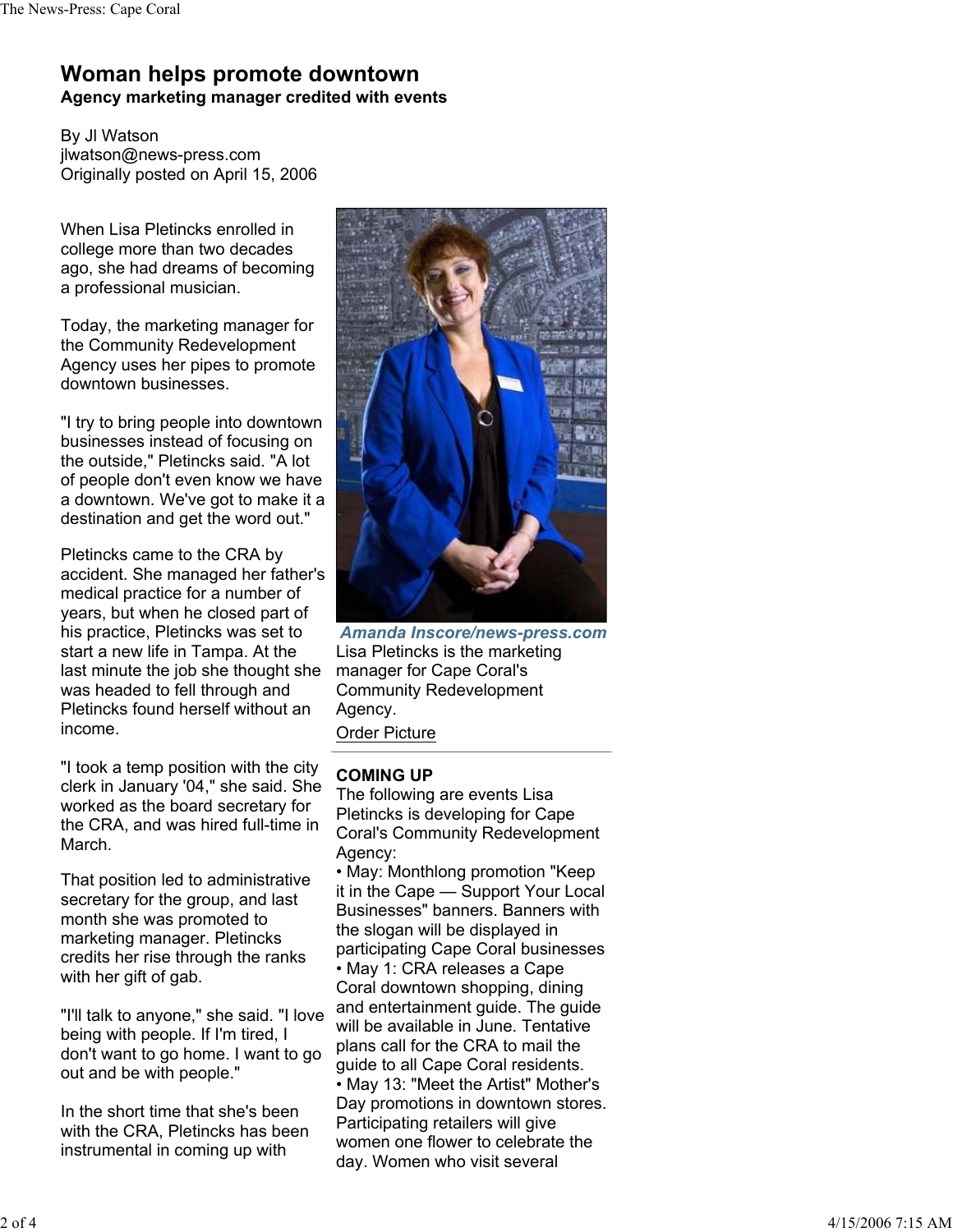# Woman helps promote downtown

**Agency marketing manager credited with events**

By Jl Watson
jlwatson@news-press.com
Originally posted on April 15, 2006

When Lisa Pletincks enrolled in college more than two decades ago, she had dreams of becoming a professional musician.

Today, the marketing manager for the Community Redevelopment Agency uses her pipes to promote downtown businesses.

"I try to bring people into downtown businesses instead of focusing on the outside," Pletincks said. "A lot of people don't even know we have a downtown. We've got to make it a destination and get the word out."

Pletincks came to the CRA by accident. She managed her father's medical practice for a number of years, but when he closed part of his practice, Pletincks was set to start a new life in Tampa. At the last minute the job she thought she was headed to fell through and Pletincks found herself without an income.

"I took a temp position with the city clerk in January '04," she said. She worked as the board secretary for the CRA, and was hired full-time in March.

That position led to administrative secretary for the group, and last month she was promoted to marketing manager. Pletincks credits her rise through the ranks with her gift of gab.

"I'll talk to anyone," she said. "I love being with people. If I'm tired, I don't want to go home. I want to go out and be with people."

In the short time that she's been with the CRA, Pletincks has been instrumental in coming up with

*Amanda Inscore/news-press.com*
Lisa Pletincks is the marketing manager for Cape Coral's Community Redevelopment Agency.
Order Picture

**COMING UP**
The following are events Lisa Pletincks is developing for Cape Coral's Community Redevelopment Agency:

- May: Monthlong promotion "Keep it in the Cape — Support Your Local Businesses" banners. Banners with the slogan will be displayed in participating Cape Coral businesses
- May 1: CRA releases a Cape Coral downtown shopping, dining and entertainment guide. The guide will be available in June. Tentative plans call for the CRA to mail the guide to all Cape Coral residents.
- May 13: "Meet the Artist" Mother's Day promotions in downtown stores. Participating retailers will give women one flower to celebrate the day. Women who visit several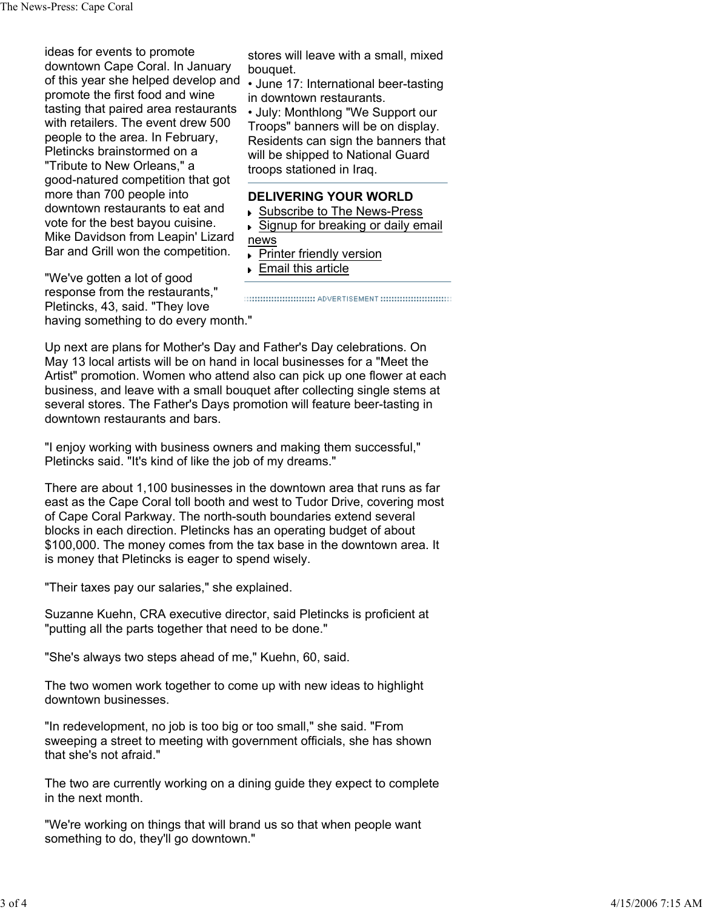ideas for events to promote downtown Cape Coral. In January of this year she helped develop and promote the first food and wine tasting that paired area restaurants with retailers. The event drew 500 people to the area. In February, Pletincks brainstormed on a "Tribute to New Orleans," a good-natured competition that got more than 700 people into downtown restaurants to eat and vote for the best bayou cuisine. Mike Davidson from Leapin' Lizard Bar and Grill won the competition.

"We've gotten a lot of good response from the restaurants," Pletincks, 43, said. "They love having something to do every month."

stores will leave with a small, mixed bouquet.

• June 17: International beer-tasting in downtown restaurants.

• July: Monthlong "We Support our Troops" banners will be on display. Residents can sign the banners that will be shipped to National Guard troops stationed in Iraq.

**DELIVERING YOUR WORLD**

- Subscribe to The News-Press
- Signup for breaking or daily email news
- Printer friendly version
- Email this article

Up next are plans for Mother's Day and Father's Day celebrations. On May 13 local artists will be on hand in local businesses for a "Meet the Artist" promotion. Women who attend also can pick up one flower at each business, and leave with a small bouquet after collecting single stems at several stores. The Father's Days promotion will feature beer-tasting in downtown restaurants and bars.

"I enjoy working with business owners and making them successful," Pletincks said. "It's kind of like the job of my dreams."

There are about 1,100 businesses in the downtown area that runs as far east as the Cape Coral toll booth and west to Tudor Drive, covering most of Cape Coral Parkway. The north-south boundaries extend several blocks in each direction. Pletincks has an operating budget of about $100,000. The money comes from the tax base in the downtown area. It is money that Pletincks is eager to spend wisely.

"Their taxes pay our salaries," she explained.

Suzanne Kuehn, CRA executive director, said Pletincks is proficient at "putting all the parts together that need to be done."

"She's always two steps ahead of me," Kuehn, 60, said.

The two women work together to come up with new ideas to highlight downtown businesses.

"In redevelopment, no job is too big or too small," she said. "From sweeping a street to meeting with government officials, she has shown that she's not afraid."

The two are currently working on a dining guide they expect to complete in the next month.

"We're working on things that will brand us so that when people want something to do, they'll go downtown."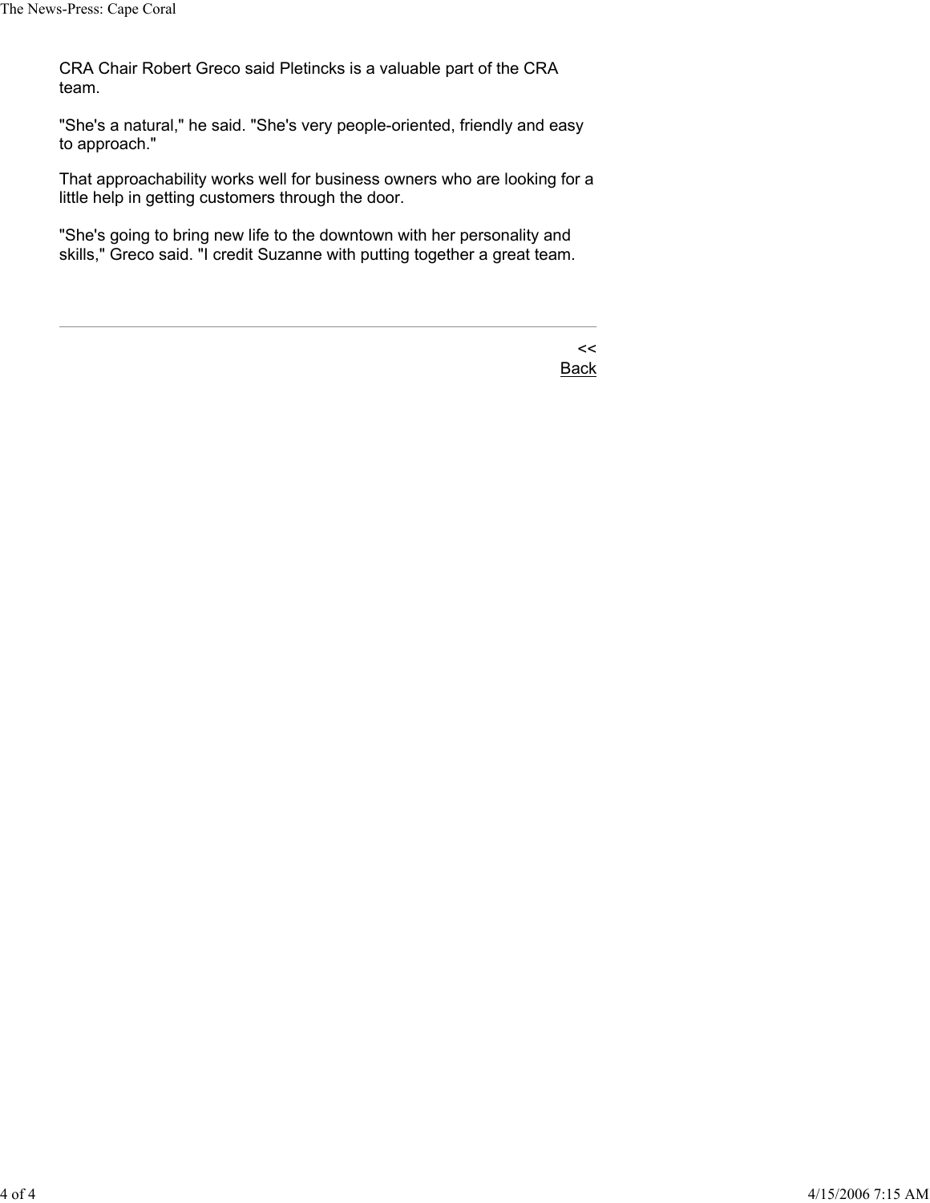CRA Chair Robert Greco said Pletincks is a valuable part of the CRA team.

"She's a natural," he said. "She's very people-oriented, friendly and easy to approach."

That approachability works well for business owners who are looking for a little help in getting customers through the door.

"She's going to bring new life to the downtown with her personality and skills," Greco said. "I credit Suzanne with putting together a great team.

---

<< Back